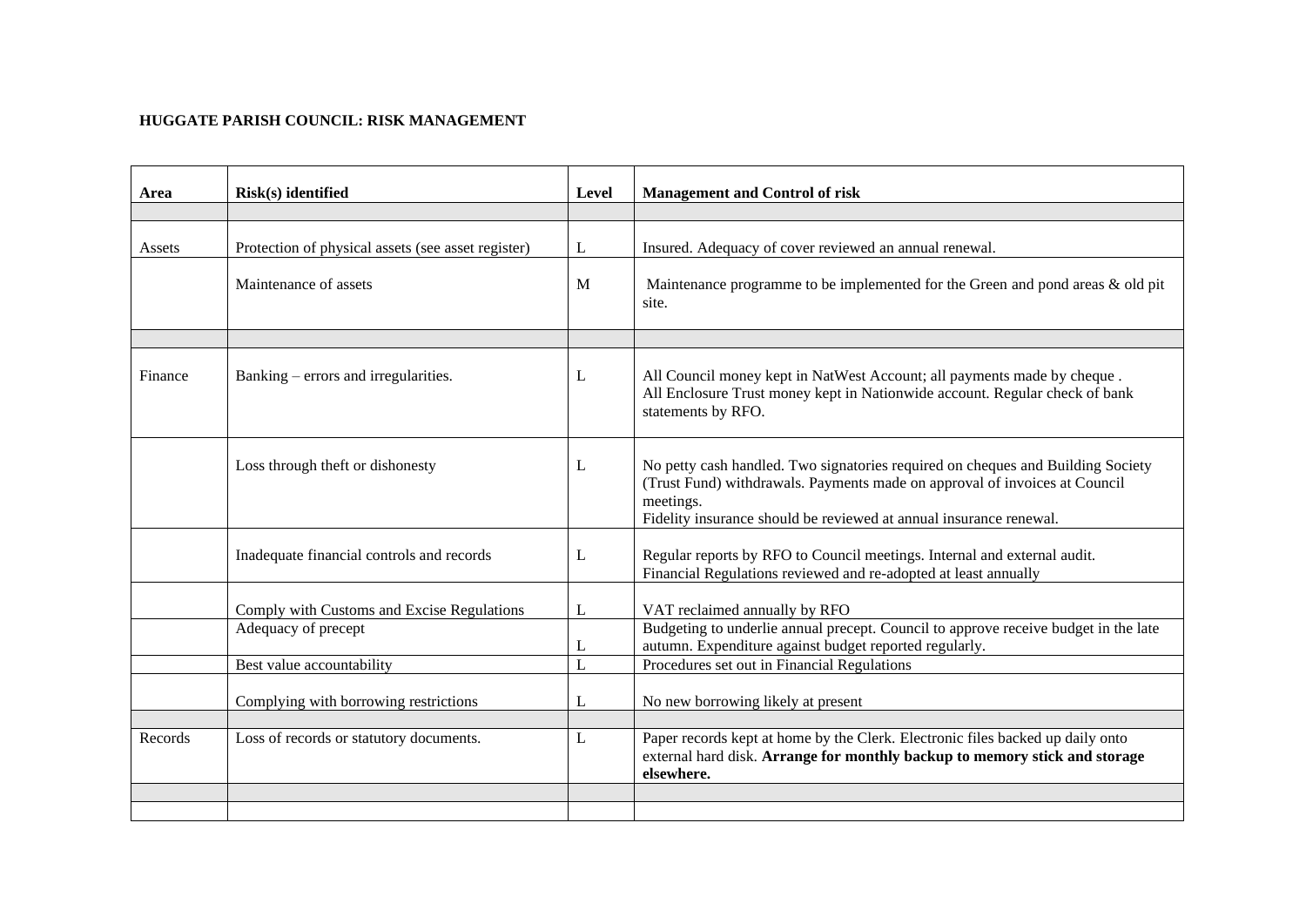**HUGGATE PARISH COUNCIL: RISK MANAGEMENT**

| Area | Risk(s) identified | Level | Management and Control of risk |
|---|---|---|---|
| | | | |
| Assets | Protection of physical assets (see asset register) | L | Insured. Adequacy of cover reviewed an annual renewal. |
| | Maintenance of assets | M | Maintenance programme to be implemented for the Green and pond areas & old pit site. |
| | | | |
| Finance | Banking – errors and irregularities. | L | All Council money kept in NatWest Account; all payments made by cheque . All Enclosure Trust money kept in Nationwide account. Regular check of bank statements by RFO. |
| | Loss through theft or dishonesty | L | No petty cash handled. Two signatories required on cheques and Building Society (Trust Fund) withdrawals. Payments made on approval of invoices at Council meetings. Fidelity insurance should be reviewed at annual insurance renewal. |
| | Inadequate financial controls and records | L | Regular reports by RFO to Council meetings. Internal and external audit. Financial Regulations reviewed and re-adopted at least annually |
| | Comply with Customs and Excise Regulations | L | VAT reclaimed annually by RFO |
| | Adequacy of precept | L | Budgeting to underlie annual precept. Council to approve receive budget in the late autumn. Expenditure against budget reported regularly. |
| | Best value accountability | L | Procedures set out in Financial Regulations |
| | Complying with borrowing restrictions | L | No new borrowing likely at present |
| | | | |
| Records | Loss of records or statutory documents. | L | Paper records kept at home by the Clerk. Electronic files backed up daily onto external hard disk. **Arrange for monthly backup to memory stick and storage elsewhere.** |
| | | | |
| | | | |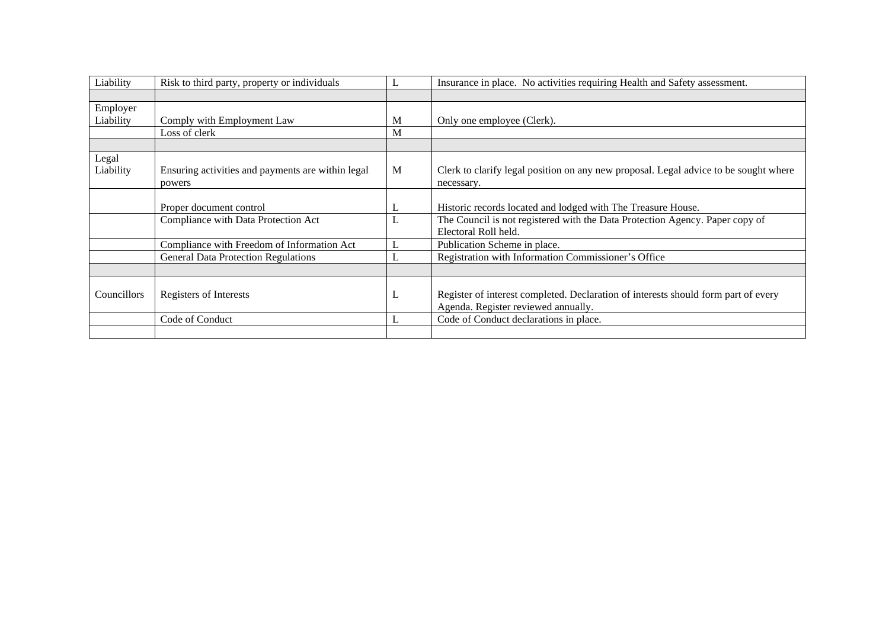| | | | |
|---|---|---|---|
| Liability | Risk to third party, property or individuals | L | Insurance in place. No activities requiring Health and Safety assessment. |
| | | | |
| Employer Liability | Comply with Employment Law | M | Only one employee (Clerk). |
| | Loss of clerk | M | |
| | | | |
| Legal Liability | Ensuring activities and payments are within legal powers | M | Clerk to clarify legal position on any new proposal. Legal advice to be sought where necessary. |
| | Proper document control | L | Historic records located and lodged with The Treasure House. |
| | Compliance with Data Protection Act | L | The Council is not registered with the Data Protection Agency. Paper copy of Electoral Roll held. |
| | Compliance with Freedom of Information Act | L | Publication Scheme in place. |
| | General Data Protection Regulations | L | Registration with Information Commissioner's Office |
| | | | |
| Councillors | Registers of Interests | L | Register of interest completed. Declaration of interests should form part of every Agenda. Register reviewed annually. |
| | Code of Conduct | L | Code of Conduct declarations in place. |
| | | | |